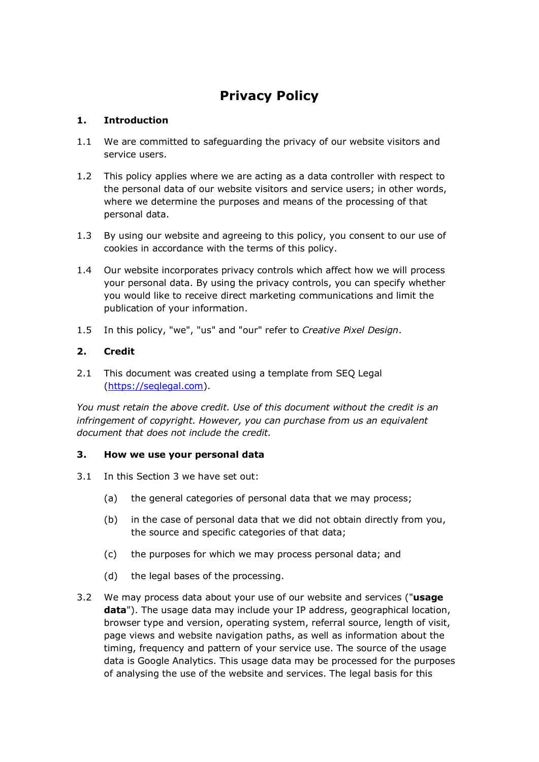# Privacy Policy

## 1. Introduction

1.1 We are committed to safeguarding the privacy of our website visitors and service users.

1.2 This policy applies where we are acting as a data controller with respect to the personal data of our website visitors and service users; in other words, where we determine the purposes and means of the processing of that personal data.

1.3 By using our website and agreeing to this policy, you consent to our use of cookies in accordance with the terms of this policy.

1.4 Our website incorporates privacy controls which affect how we will process your personal data. By using the privacy controls, you can specify whether you would like to receive direct marketing communications and limit the publication of your information.

1.5 In this policy, "we", "us" and "our" refer to *Creative Pixel Design*.

## 2. Credit

2.1 This document was created using a template from SEQ Legal ([https://seqlegal.com](https://seqlegal.com)).

*You must retain the above credit. Use of this document without the credit is an infringement of copyright. However, you can purchase from us an equivalent document that does not include the credit.*

## 3. How we use your personal data

3.1 In this Section 3 we have set out:

- (a) the general categories of personal data that we may process;
- (b) in the case of personal data that we did not obtain directly from you, the source and specific categories of that data;
- (c) the purposes for which we may process personal data; and
- (d) the legal bases of the processing.

3.2 We may process data about your use of our website and services ("**usage data**"). The usage data may include your IP address, geographical location, browser type and version, operating system, referral source, length of visit, page views and website navigation paths, as well as information about the timing, frequency and pattern of your service use. The source of the usage data is Google Analytics. This usage data may be processed for the purposes of analysing the use of the website and services. The legal basis for this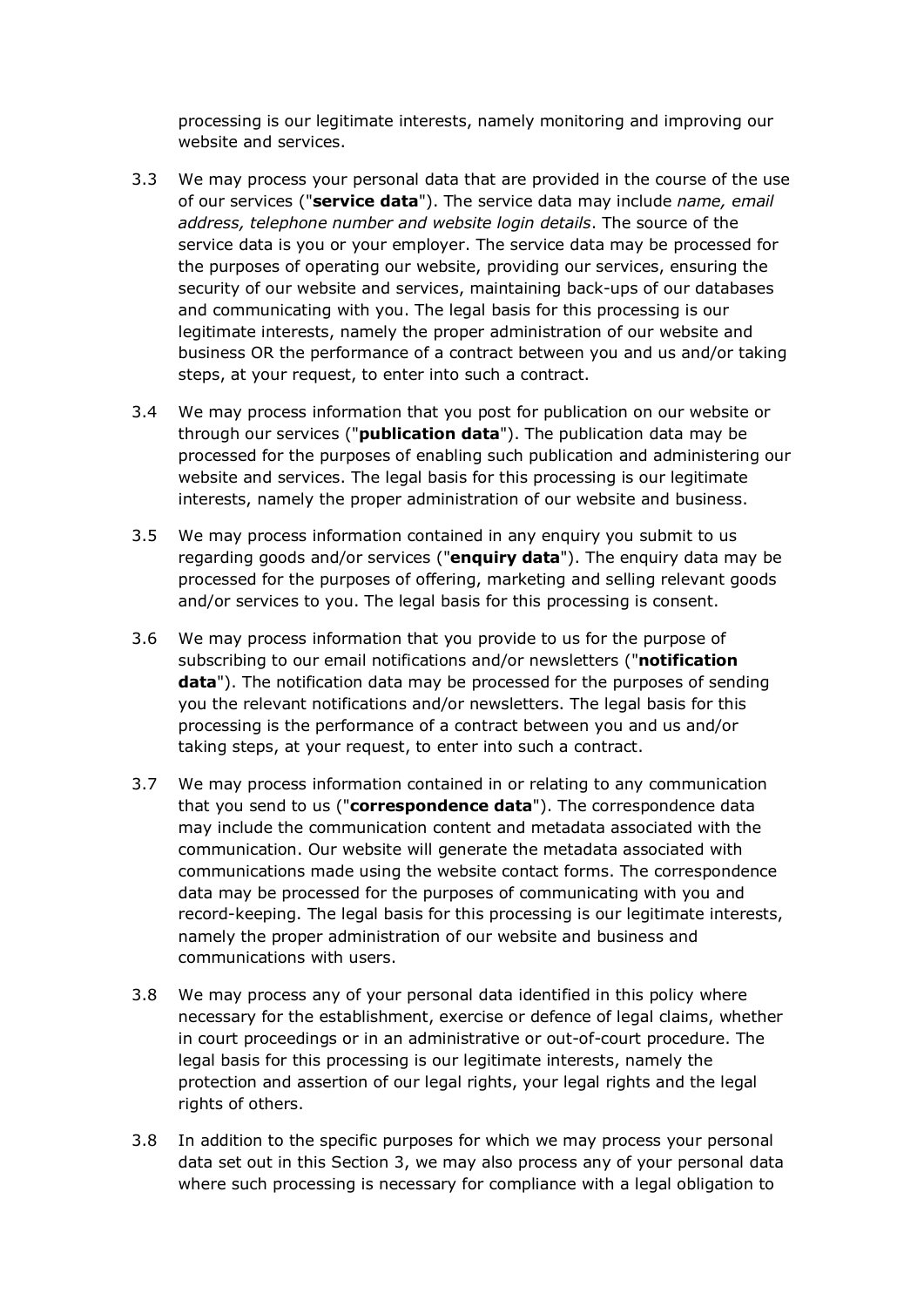processing is our legitimate interests, namely monitoring and improving our website and services.

3.3 We may process your personal data that are provided in the course of the use of our services ("**service data**"). The service data may include *name, email address, telephone number and website login details*. The source of the service data is you or your employer. The service data may be processed for the purposes of operating our website, providing our services, ensuring the security of our website and services, maintaining back-ups of our databases and communicating with you. The legal basis for this processing is our legitimate interests, namely the proper administration of our website and business OR the performance of a contract between you and us and/or taking steps, at your request, to enter into such a contract.

3.4 We may process information that you post for publication on our website or through our services ("**publication data**"). The publication data may be processed for the purposes of enabling such publication and administering our website and services. The legal basis for this processing is our legitimate interests, namely the proper administration of our website and business.

3.5 We may process information contained in any enquiry you submit to us regarding goods and/or services ("**enquiry data**"). The enquiry data may be processed for the purposes of offering, marketing and selling relevant goods and/or services to you. The legal basis for this processing is consent.

3.6 We may process information that you provide to us for the purpose of subscribing to our email notifications and/or newsletters ("**notification data**"). The notification data may be processed for the purposes of sending you the relevant notifications and/or newsletters. The legal basis for this processing is the performance of a contract between you and us and/or taking steps, at your request, to enter into such a contract.

3.7 We may process information contained in or relating to any communication that you send to us ("**correspondence data**"). The correspondence data may include the communication content and metadata associated with the communication. Our website will generate the metadata associated with communications made using the website contact forms. The correspondence data may be processed for the purposes of communicating with you and record-keeping. The legal basis for this processing is our legitimate interests, namely the proper administration of our website and business and communications with users.

3.8 We may process any of your personal data identified in this policy where necessary for the establishment, exercise or defence of legal claims, whether in court proceedings or in an administrative or out-of-court procedure. The legal basis for this processing is our legitimate interests, namely the protection and assertion of our legal rights, your legal rights and the legal rights of others.

3.8 In addition to the specific purposes for which we may process your personal data set out in this Section 3, we may also process any of your personal data where such processing is necessary for compliance with a legal obligation to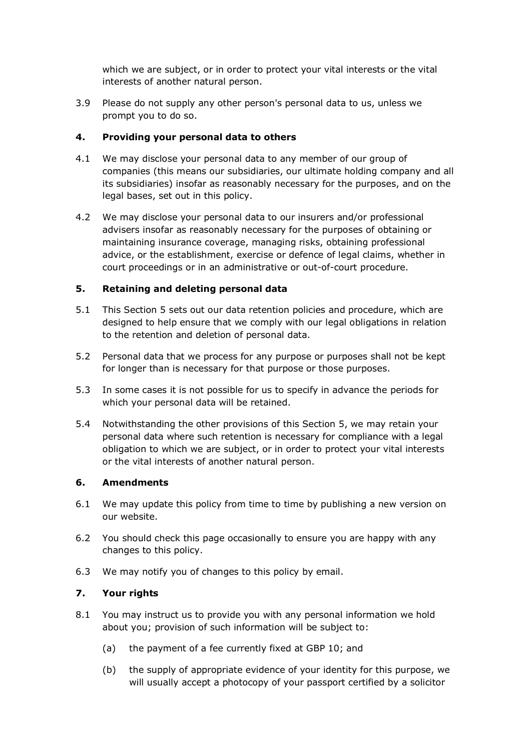which we are subject, or in order to protect your vital interests or the vital interests of another natural person.

3.9 Please do not supply any other person's personal data to us, unless we prompt you to do so.

## 4. Providing your personal data to others

4.1 We may disclose your personal data to any member of our group of companies (this means our subsidiaries, our ultimate holding company and all its subsidiaries) insofar as reasonably necessary for the purposes, and on the legal bases, set out in this policy.

4.2 We may disclose your personal data to our insurers and/or professional advisers insofar as reasonably necessary for the purposes of obtaining or maintaining insurance coverage, managing risks, obtaining professional advice, or the establishment, exercise or defence of legal claims, whether in court proceedings or in an administrative or out-of-court procedure.

## 5. Retaining and deleting personal data

5.1 This Section 5 sets out our data retention policies and procedure, which are designed to help ensure that we comply with our legal obligations in relation to the retention and deletion of personal data.

5.2 Personal data that we process for any purpose or purposes shall not be kept for longer than is necessary for that purpose or those purposes.

5.3 In some cases it is not possible for us to specify in advance the periods for which your personal data will be retained.

5.4 Notwithstanding the other provisions of this Section 5, we may retain your personal data where such retention is necessary for compliance with a legal obligation to which we are subject, or in order to protect your vital interests or the vital interests of another natural person.

## 6. Amendments

6.1 We may update this policy from time to time by publishing a new version on our website.

6.2 You should check this page occasionally to ensure you are happy with any changes to this policy.

6.3 We may notify you of changes to this policy by email.

## 7. Your rights

8.1 You may instruct us to provide you with any personal information we hold about you; provision of such information will be subject to:

(a) the payment of a fee currently fixed at GBP 10; and

(b) the supply of appropriate evidence of your identity for this purpose, we will usually accept a photocopy of your passport certified by a solicitor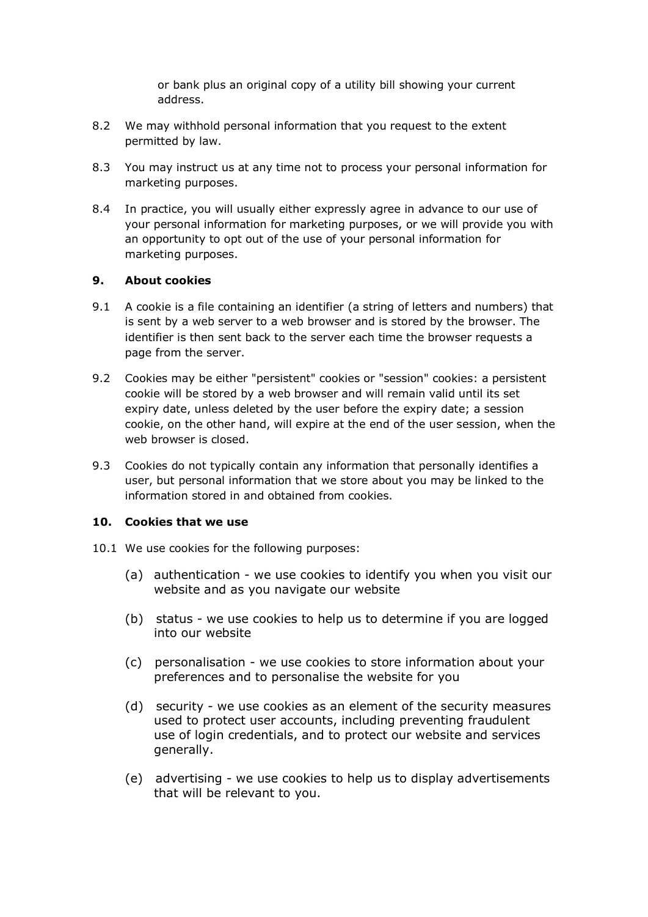or bank plus an original copy of a utility bill showing your current address.

8.2 We may withhold personal information that you request to the extent permitted by law.

8.3 You may instruct us at any time not to process your personal information for marketing purposes.

8.4 In practice, you will usually either expressly agree in advance to our use of your personal information for marketing purposes, or we will provide you with an opportunity to opt out of the use of your personal information for marketing purposes.

## 9. About cookies

9.1 A cookie is a file containing an identifier (a string of letters and numbers) that is sent by a web server to a web browser and is stored by the browser. The identifier is then sent back to the server each time the browser requests a page from the server.

9.2 Cookies may be either "persistent" cookies or "session" cookies: a persistent cookie will be stored by a web browser and will remain valid until its set expiry date, unless deleted by the user before the expiry date; a session cookie, on the other hand, will expire at the end of the user session, when the web browser is closed.

9.3 Cookies do not typically contain any information that personally identifies a user, but personal information that we store about you may be linked to the information stored in and obtained from cookies.

## 10. Cookies that we use

10.1 We use cookies for the following purposes:

(a) authentication - we use cookies to identify you when you visit our website and as you navigate our website

(b) status - we use cookies to help us to determine if you are logged into our website

(c) personalisation - we use cookies to store information about your preferences and to personalise the website for you

(d) security - we use cookies as an element of the security measures used to protect user accounts, including preventing fraudulent use of login credentials, and to protect our website and services generally.

(e) advertising - we use cookies to help us to display advertisements that will be relevant to you.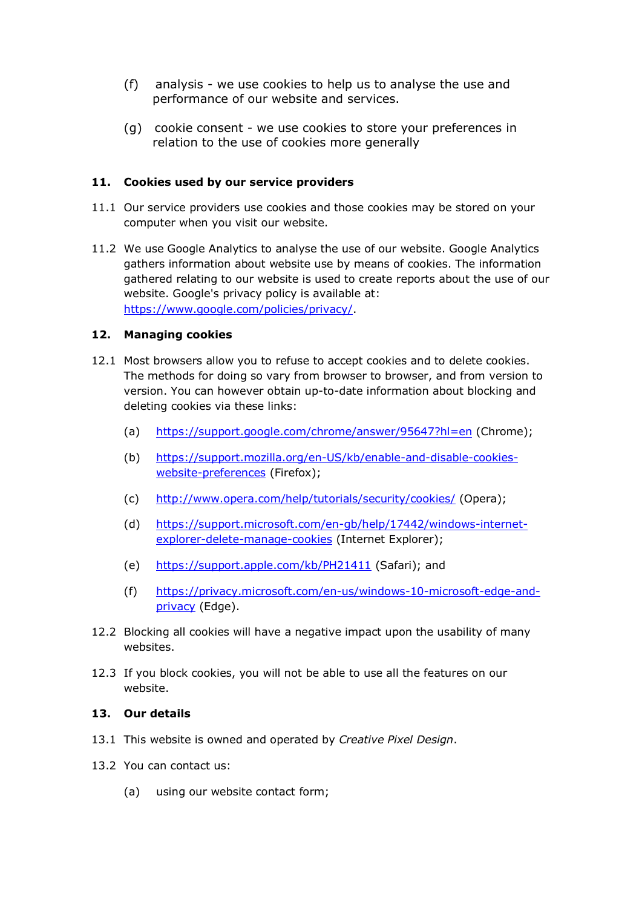(f) analysis - we use cookies to help us to analyse the use and performance of our website and services.

(g) cookie consent - we use cookies to store your preferences in relation to the use of cookies more generally

## 11. Cookies used by our service providers

11.1 Our service providers use cookies and those cookies may be stored on your computer when you visit our website.

11.2 We use Google Analytics to analyse the use of our website. Google Analytics gathers information about website use by means of cookies. The information gathered relating to our website is used to create reports about the use of our website. Google's privacy policy is available at: [https://www.google.com/policies/privacy/](https://www.google.com/policies/privacy/).

## 12. Managing cookies

12.1 Most browsers allow you to refuse to accept cookies and to delete cookies. The methods for doing so vary from browser to browser, and from version to version. You can however obtain up-to-date information about blocking and deleting cookies via these links:

(a) [https://support.google.com/chrome/answer/95647?hl=en](https://support.google.com/chrome/answer/95647?hl=en) (Chrome);

(b) [https://support.mozilla.org/en-US/kb/enable-and-disable-cookies-website-preferences](https://support.mozilla.org/en-US/kb/enable-and-disable-cookies-website-preferences) (Firefox);

(c) [http://www.opera.com/help/tutorials/security/cookies/](http://www.opera.com/help/tutorials/security/cookies/) (Opera);

(d) [https://support.microsoft.com/en-gb/help/17442/windows-internet-explorer-delete-manage-cookies](https://support.microsoft.com/en-gb/help/17442/windows-internet-explorer-delete-manage-cookies) (Internet Explorer);

(e) [https://support.apple.com/kb/PH21411](https://support.apple.com/kb/PH21411) (Safari); and

(f) [https://privacy.microsoft.com/en-us/windows-10-microsoft-edge-and-privacy](https://privacy.microsoft.com/en-us/windows-10-microsoft-edge-and-privacy) (Edge).

12.2 Blocking all cookies will have a negative impact upon the usability of many websites.

12.3 If you block cookies, you will not be able to use all the features on our website.

## 13. Our details

13.1 This website is owned and operated by *Creative Pixel Design*.

13.2 You can contact us:

(a) using our website contact form;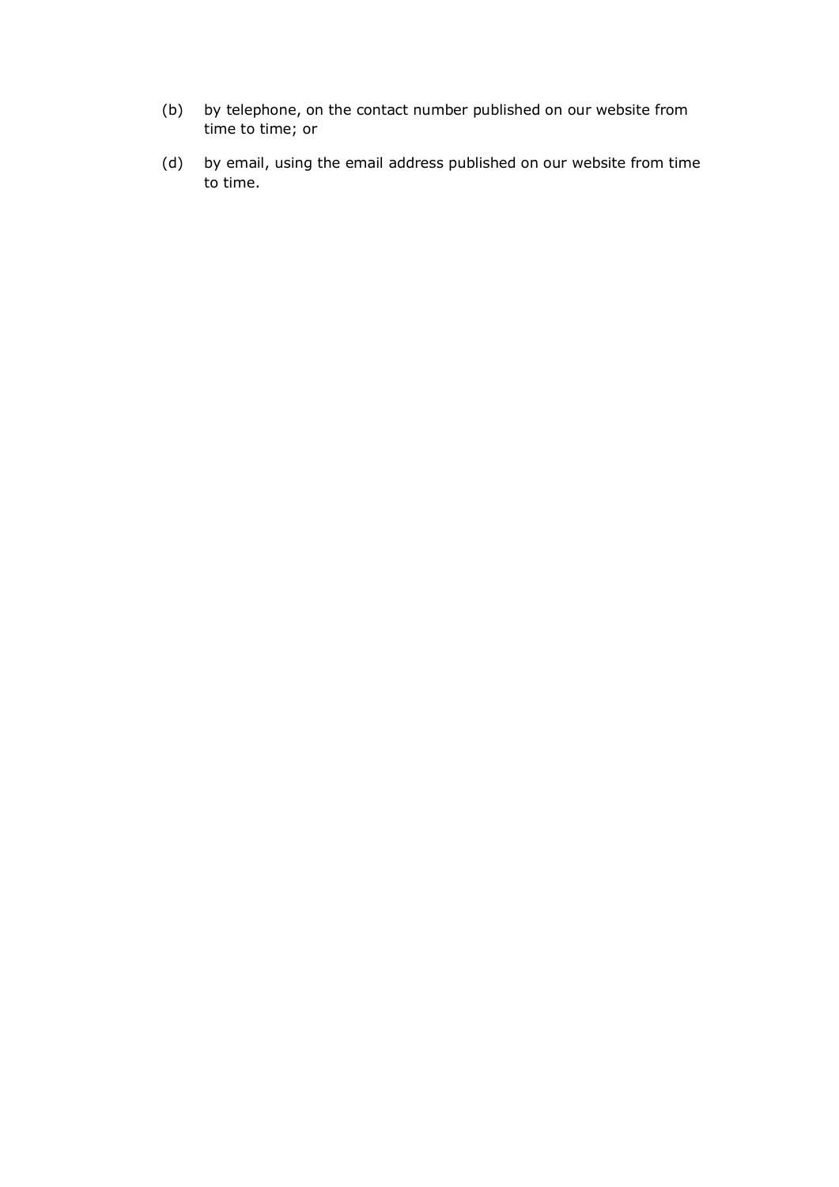(b) by telephone, on the contact number published on our website from time to time; or

(d) by email, using the email address published on our website from time to time.